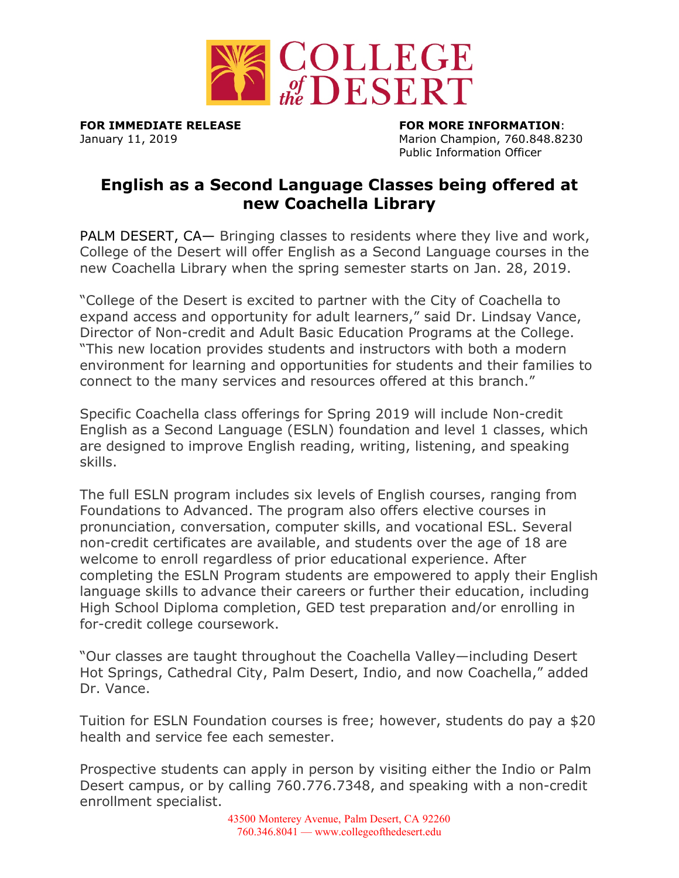**FOR IMMEDIATE RELEASE**
January 11, 2019

**FOR MORE INFORMATION**:
Marion Champion, 760.848.8230
Public Information Officer

# English as a Second Language Classes being offered at new Coachella Library

PALM DESERT, CA— Bringing classes to residents where they live and work, College of the Desert will offer English as a Second Language courses in the new Coachella Library when the spring semester starts on Jan. 28, 2019.

"College of the Desert is excited to partner with the City of Coachella to expand access and opportunity for adult learners," said Dr. Lindsay Vance, Director of Non-credit and Adult Basic Education Programs at the College. "This new location provides students and instructors with both a modern environment for learning and opportunities for students and their families to connect to the many services and resources offered at this branch."

Specific Coachella class offerings for Spring 2019 will include Non-credit English as a Second Language (ESLN) foundation and level 1 classes, which are designed to improve English reading, writing, listening, and speaking skills.

The full ESLN program includes six levels of English courses, ranging from Foundations to Advanced. The program also offers elective courses in pronunciation, conversation, computer skills, and vocational ESL. Several non-credit certificates are available, and students over the age of 18 are welcome to enroll regardless of prior educational experience. After completing the ESLN Program students are empowered to apply their English language skills to advance their careers or further their education, including High School Diploma completion, GED test preparation and/or enrolling in for-credit college coursework.

"Our classes are taught throughout the Coachella Valley—including Desert Hot Springs, Cathedral City, Palm Desert, Indio, and now Coachella," added Dr. Vance.

Tuition for ESLN Foundation courses is free; however, students do pay a $20 health and service fee each semester.

Prospective students can apply in person by visiting either the Indio or Palm Desert campus, or by calling 760.776.7348, and speaking with a non-credit enrollment specialist.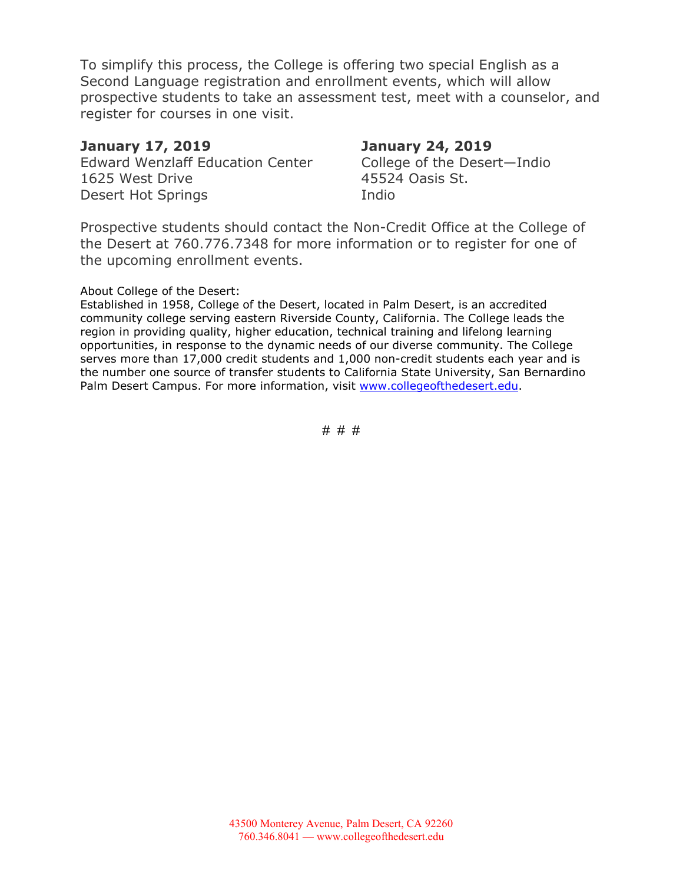To simplify this process, the College is offering two special English as a Second Language registration and enrollment events, which will allow prospective students to take an assessment test, meet with a counselor, and register for courses in one visit.

**January 17, 2019**
Edward Wenzlaff Education Center
1625 West Drive
Desert Hot Springs

**January 24, 2019**
College of the Desert—Indio
45524 Oasis St.
Indio

Prospective students should contact the Non-Credit Office at the College of the Desert at 760.776.7348 for more information or to register for one of the upcoming enrollment events.

About College of the Desert:
Established in 1958, College of the Desert, located in Palm Desert, is an accredited community college serving eastern Riverside County, California. The College leads the region in providing quality, higher education, technical training and lifelong learning opportunities, in response to the dynamic needs of our diverse community. The College serves more than 17,000 credit students and 1,000 non-credit students each year and is the number one source of transfer students to California State University, San Bernardino Palm Desert Campus. For more information, visit www.collegeofthedesert.edu.

# # #

43500 Monterey Avenue, Palm Desert, CA 92260
760.346.8041 — www.collegeofthedesert.edu